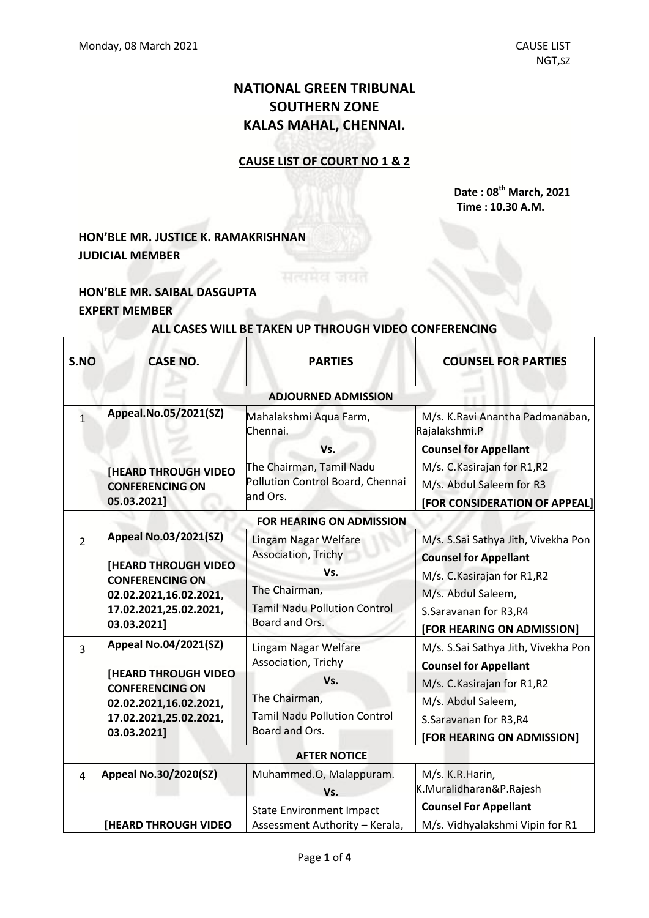Monday, 08 March 2021 CAUSE LIST NGT,SZ

# NATIONAL GREEN TRIBUNAL
# SOUTHERN ZONE
# KALAS MAHAL, CHENNAI.

**CAUSE LIST OF COURT NO 1 & 2**

**Date : 08th March, 2021**
**Time : 10.30 A.M.**

**HON'BLE MR. JUSTICE K. RAMAKRISHNAN**
**JUDICIAL MEMBER**

**HON'BLE MR. SAIBAL DASGUPTA**
**EXPERT MEMBER**

**ALL CASES WILL BE TAKEN UP THROUGH VIDEO CONFERENCING**

| S.NO | CASE NO. | PARTIES | COUNSEL FOR PARTIES |
|---|---|---|---|
| | | **ADJOURNED ADMISSION** | |
| 1 | **Appeal.No.05/2021(SZ)** **[HEARD THROUGH VIDEO CONFERENCING ON 05.03.2021]** | Mahalakshmi Aqua Farm, Chennai. **Vs.** The Chairman, Tamil Nadu Pollution Control Board, Chennai and Ors. | M/s. K.Ravi Anantha Padmanaban, Rajalakshmi.P **Counsel for Appellant** M/s. C.Kasirajan for R1,R2 M/s. Abdul Saleem for R3 **[FOR CONSIDERATION OF APPEAL]** |
| | | **FOR HEARING ON ADMISSION** | |
| 2 | **Appeal No.03/2021(SZ)** **[HEARD THROUGH VIDEO CONFERENCING ON 02.02.2021,16.02.2021, 17.02.2021,25.02.2021, 03.03.2021]** | Lingam Nagar Welfare Association, Trichy **Vs.** The Chairman, Tamil Nadu Pollution Control Board and Ors. | M/s. S.Sai Sathya Jith, Vivekha Pon **Counsel for Appellant** M/s. C.Kasirajan for R1,R2 M/s. Abdul Saleem, S.Saravanan for R3,R4 **[FOR HEARING ON ADMISSION]** |
| 3 | **Appeal No.04/2021(SZ)** **[HEARD THROUGH VIDEO CONFERENCING ON 02.02.2021,16.02.2021, 17.02.2021,25.02.2021, 03.03.2021]** | Lingam Nagar Welfare Association, Trichy **Vs.** The Chairman, Tamil Nadu Pollution Control Board and Ors. | M/s. S.Sai Sathya Jith, Vivekha Pon **Counsel for Appellant** M/s. C.Kasirajan for R1,R2 M/s. Abdul Saleem, S.Saravanan for R3,R4 **[FOR HEARING ON ADMISSION]** |
| | | **AFTER NOTICE** | |
| 4 | **Appeal No.30/2020(SZ)** **[HEARD THROUGH VIDEO** | Muhammed.O, Malappuram. **Vs.** State Environment Impact Assessment Authority – Kerala, | M/s. K.R.Harin, K.Muralidharan&P.Rajesh **Counsel For Appellant** M/s. Vidhyalakshmi Vipin for R1 |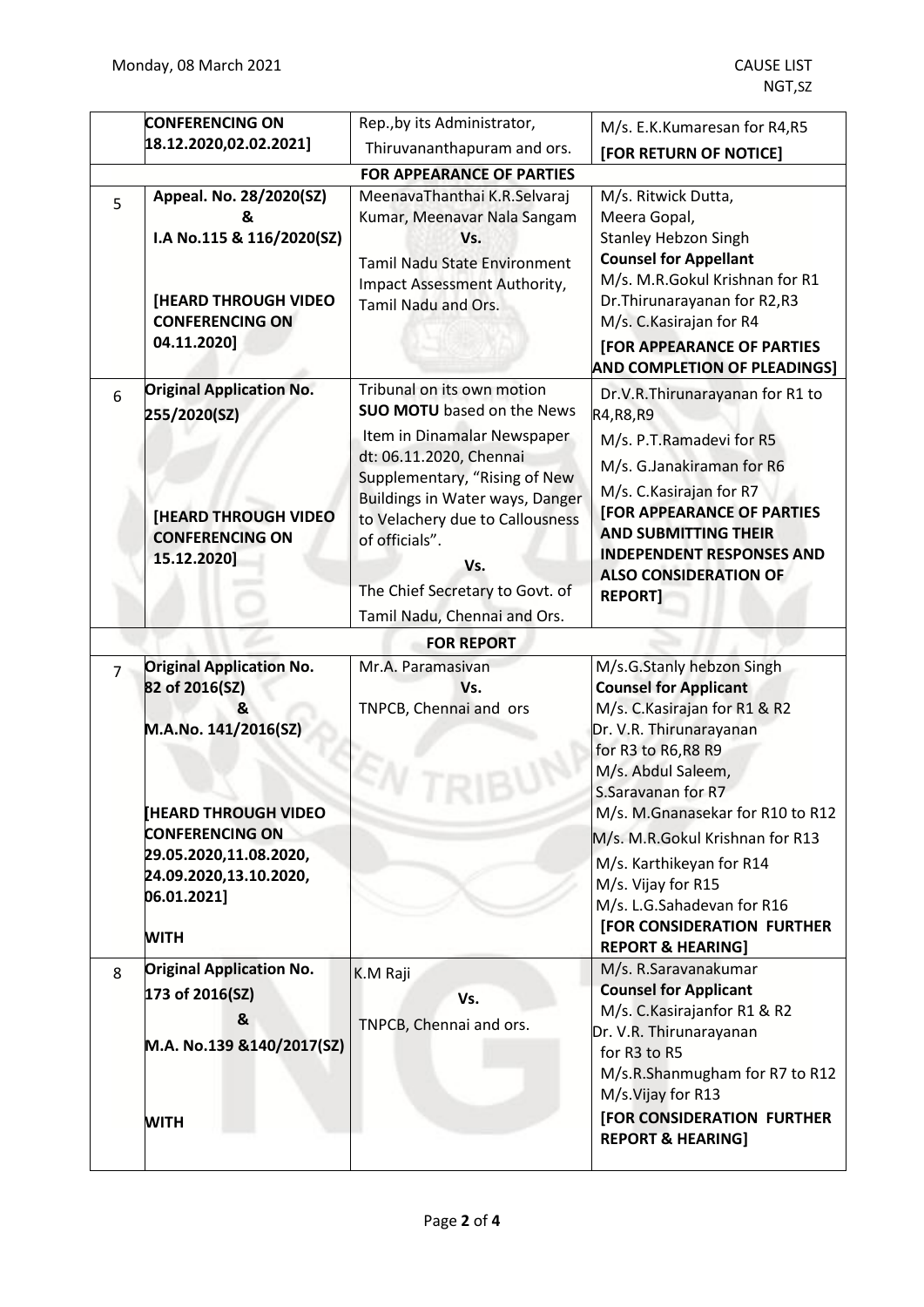| | | | |
|---|---|---|---|
| | CONFERENCING ON 18.12.2020,02.02.2021] | Rep.,by its Administrator, Thiruvananthapuram and ors. | M/s. E.K.Kumaresan for R4,R5 **[FOR RETURN OF NOTICE]** |
| | | **FOR APPEARANCE OF PARTIES** | |
| 5 | **Appeal. No. 28/2020(SZ) & I.A No.115 & 116/2020(SZ)** **[HEARD THROUGH VIDEO CONFERENCING ON 04.11.2020]** | MeenavaThanthai K.R.Selvaraj Kumar, Meenavar Nala Sangam **Vs.** Tamil Nadu State Environment Impact Assessment Authority, Tamil Nadu and Ors. | M/s. Ritwick Dutta, Meera Gopal, Stanley Hebzon Singh **Counsel for Appellant** M/s. M.R.Gokul Krishnan for R1 Dr.Thirunarayanan for R2,R3 M/s. C.Kasirajan for R4 **[FOR APPEARANCE OF PARTIES AND COMPLETION OF PLEADINGS]** |
| 6 | **Original Application No. 255/2020(SZ)** **[HEARD THROUGH VIDEO CONFERENCING ON 15.12.2020]** | Tribunal on its own motion **SUO MOTU** based on the News Item in Dinamalar Newspaper dt: 06.11.2020, Chennai Supplementary, "Rising of New Buildings in Water ways, Danger to Velachery due to Callousness of officials". **Vs.** The Chief Secretary to Govt. of Tamil Nadu, Chennai and Ors. | Dr.V.R.Thirunarayanan for R1 to R4,R8,R9 M/s. P.T.Ramadevi for R5 M/s. G.Janakiraman for R6 M/s. C.Kasirajan for R7 **[FOR APPEARANCE OF PARTIES AND SUBMITTING THEIR INDEPENDENT RESPONSES AND ALSO CONSIDERATION OF REPORT]** |
| | | **FOR REPORT** | |
| 7 | **Original Application No. 82 of 2016(SZ) & M.A.No. 141/2016(SZ)** **[HEARD THROUGH VIDEO CONFERENCING ON 29.05.2020,11.08.2020, 24.09.2020,13.10.2020, 06.01.2021]** **WITH** | Mr.A. Paramasivan **Vs.** TNPCB, Chennai and ors | M/s.G.Stanly hebzon Singh **Counsel for Applicant** M/s. C.Kasirajan for R1 & R2 Dr. V.R. Thirunarayanan for R3 to R6,R8 R9 M/s. Abdul Saleem, S.Saravanan for R7 M/s. M.Gnanasekar for R10 to R12 M/s. M.R.Gokul Krishnan for R13 M/s. Karthikeyan for R14 M/s. Vijay for R15 M/s. L.G.Sahadevan for R16 **[FOR CONSIDERATION FURTHER REPORT & HEARING]** |
| 8 | **Original Application No. 173 of 2016(SZ) & M.A. No.139 &140/2017(SZ)** **WITH** | K.M Raji **Vs.** TNPCB, Chennai and ors. | M/s. R.Saravanakumar **Counsel for Applicant** M/s. C.Kasirajanfor R1 & R2 Dr. V.R. Thirunarayanan for R3 to R5 M/s.R.Shanmugham for R7 to R12 M/s.Vijay for R13 **[FOR CONSIDERATION FURTHER REPORT & HEARING]** |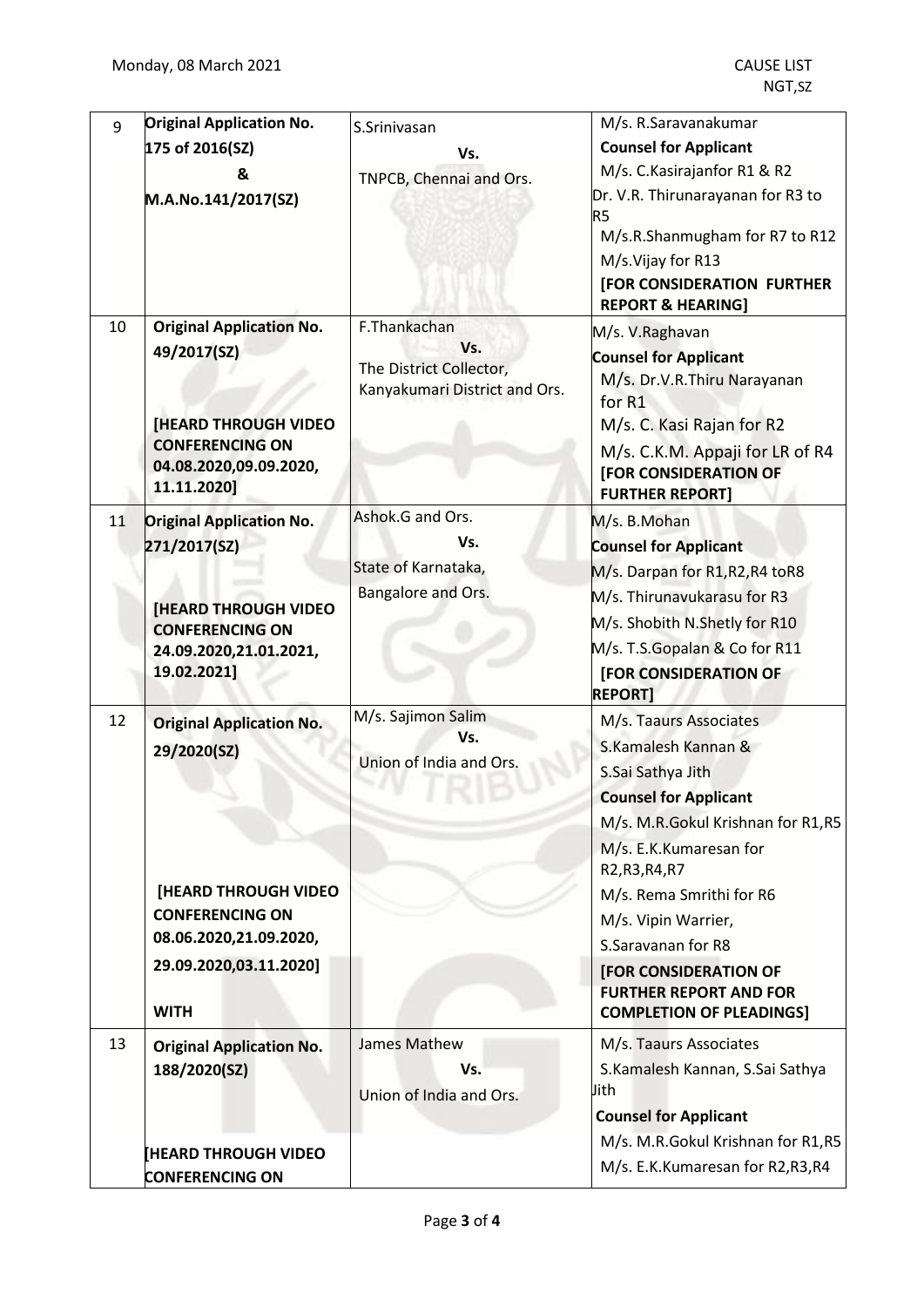| 9 | **Original Application No. 175 of 2016(SZ) & M.A.No.141/2017(SZ)** | S.Srinivasan **Vs.** TNPCB, Chennai and Ors. | M/s. R.Saravanakumar **Counsel for Applicant** M/s. C.Kasirajanfor R1 & R2 Dr. V.R. Thirunarayanan for R3 to R5 M/s.R.Shanmugham for R7 to R12 M/s.Vijay for R13 **[FOR CONSIDERATION FURTHER REPORT & HEARING]** |
|---|---|---|---|
| 10 | **Original Application No. 49/2017(SZ)** **[HEARD THROUGH VIDEO CONFERENCING ON 04.08.2020,09.09.2020, 11.11.2020]** | F.Thankachan **Vs.** The District Collector, Kanyakumari District and Ors. | M/s. V.Raghavan **Counsel for Applicant** M/s. Dr.V.R.Thiru Narayanan for R1 M/s. C. Kasi Rajan for R2 M/s. C.K.M. Appaji for LR of R4 **[FOR CONSIDERATION OF FURTHER REPORT]** |
| 11 | **Original Application No. 271/2017(SZ)** **[HEARD THROUGH VIDEO CONFERENCING ON 24.09.2020,21.01.2021, 19.02.2021]** | Ashok.G and Ors. **Vs.** State of Karnataka, Bangalore and Ors. | M/s. B.Mohan **Counsel for Applicant** M/s. Darpan for R1,R2,R4 toR8 M/s. Thirunavukarasu for R3 M/s. Shobith N.Shetly for R10 M/s. T.S.Gopalan & Co for R11 **[FOR CONSIDERATION OF REPORT]** |
| 12 | **Original Application No. 29/2020(SZ)** **[HEARD THROUGH VIDEO CONFERENCING ON 08.06.2020,21.09.2020, 29.09.2020,03.11.2020]** **WITH** | M/s. Sajimon Salim **Vs.** Union of India and Ors. | M/s. Taaurs Associates S.Kamalesh Kannan & S.Sai Sathya Jith **Counsel for Applicant** M/s. M.R.Gokul Krishnan for R1,R5 M/s. E.K.Kumaresan for R2,R3,R4,R7 M/s. Rema Smrithi for R6 M/s. Vipin Warrier, S.Saravanan for R8 **[FOR CONSIDERATION OF FURTHER REPORT AND FOR COMPLETION OF PLEADINGS]** |
| 13 | **Original Application No. 188/2020(SZ)** **[HEARD THROUGH VIDEO CONFERENCING ON** | James Mathew **Vs.** Union of India and Ors. | M/s. Taaurs Associates S.Kamalesh Kannan, S.Sai Sathya Jith **Counsel for Applicant** M/s. M.R.Gokul Krishnan for R1,R5 M/s. E.K.Kumaresan for R2,R3,R4 |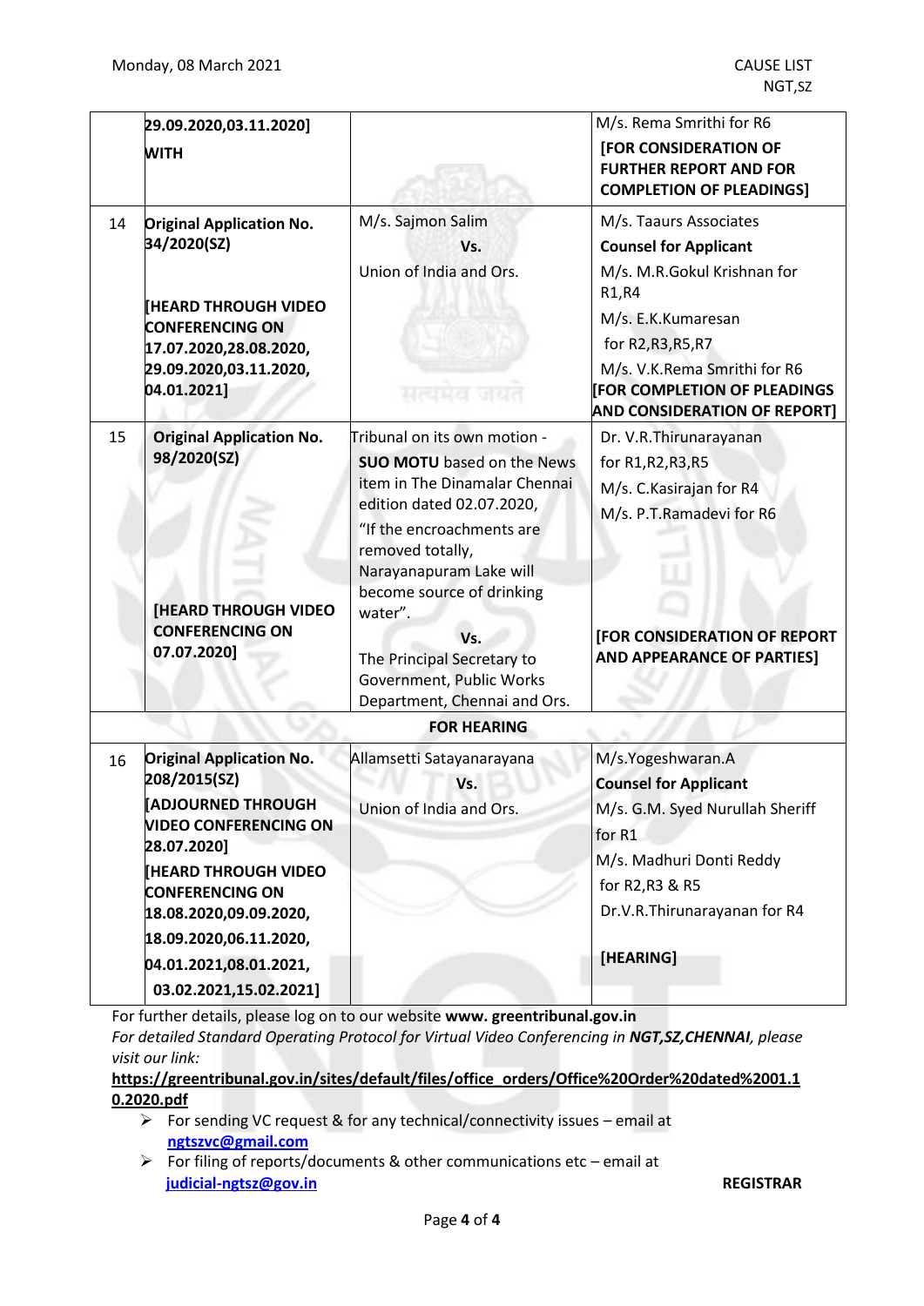| | | | |
|---|---|---|---|
| | 29.09.2020,03.11.2020]<br>WITH | | M/s. Rema Smrithi for R6<br>**[FOR CONSIDERATION OF FURTHER REPORT AND FOR COMPLETION OF PLEADINGS]** |
| 14 | **Original Application No. 34/2020(SZ)**<br><br>**[HEARD THROUGH VIDEO CONFERENCING ON 17.07.2020,28.08.2020, 29.09.2020,03.11.2020, 04.01.2021]** | M/s. Sajmon Salim<br>**Vs.**<br>Union of India and Ors. | M/s. Taaurs Associates<br>**Counsel for Applicant**<br>M/s. M.R.Gokul Krishnan for R1,R4<br>M/s. E.K.Kumaresan for R2,R3,R5,R7<br>M/s. V.K.Rema Smrithi for R6<br>**[FOR COMPLETION OF PLEADINGS AND CONSIDERATION OF REPORT]** |
| 15 | **Original Application No. 98/2020(SZ)**<br><br>**[HEARD THROUGH VIDEO CONFERENCING ON 07.07.2020]** | Tribunal on its own motion - **SUO MOTU** based on the News item in The Dinamalar Chennai edition dated 02.07.2020, "If the encroachments are removed totally, Narayanapuram Lake will become source of drinking water".<br>**Vs.**<br>The Principal Secretary to Government, Public Works Department, Chennai and Ors. | Dr. V.R.Thirunarayanan for R1,R2,R3,R5<br>M/s. C.Kasirajan for R4<br>M/s. P.T.Ramadevi for R6<br><br>**[FOR CONSIDERATION OF REPORT AND APPEARANCE OF PARTIES]** |
| | | **FOR HEARING** | |
| 16 | **Original Application No. 208/2015(SZ)**<br>**[ADJOURNED THROUGH VIDEO CONFERENCING ON 28.07.2020]**<br>**[HEARD THROUGH VIDEO CONFERENCING ON 18.08.2020,09.09.2020, 18.09.2020,06.11.2020, 04.01.2021,08.01.2021, 03.02.2021,15.02.2021]** | Allamsetti Satayanarayana<br>**Vs.**<br>Union of India and Ors. | M/s.Yogeshwaran.A<br>**Counsel for Applicant**<br>M/s. G.M. Syed Nurullah Sheriff for R1<br>M/s. Madhuri Donti Reddy for R2,R3 & R5<br>Dr.V.R.Thirunarayanan for R4<br><br>**[HEARING]** |

For further details, please log on to our website **www. greentribunal.gov.in**

*For detailed Standard Operating Protocol for Virtual Video Conferencing in **NGT,SZ,CHENNAI**, please visit our link:*

**https://greentribunal.gov.in/sites/default/files/office_orders/Office%20Order%20dated%2001.10.2020.pdf**

- For sending VC request & for any technical/connectivity issues – email at **ngtszvc@gmail.com**
- For filing of reports/documents & other communications etc – email at **judicial-ngtsz@gov.in**

**REGISTRAR**